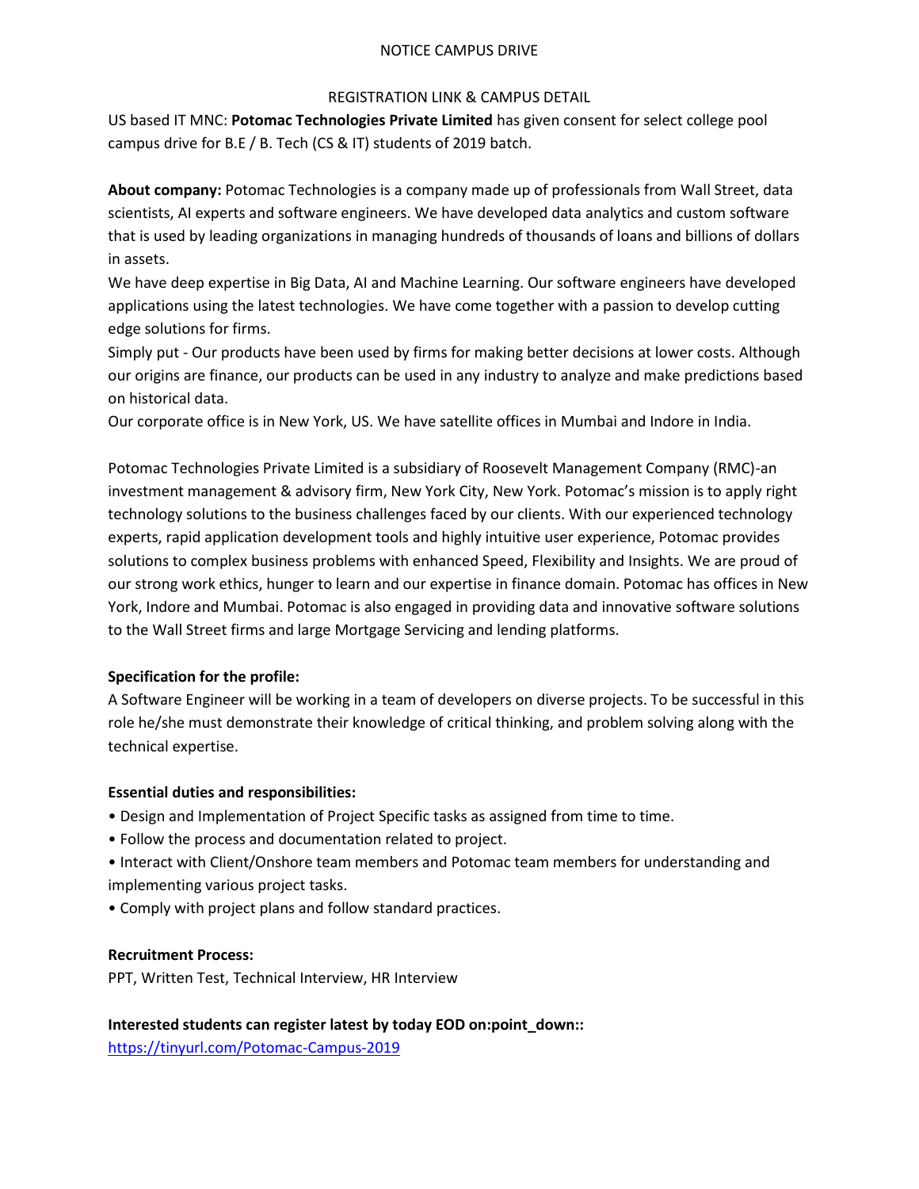NOTICE CAMPUS DRIVE

REGISTRATION LINK & CAMPUS DETAIL

US based IT MNC: **Potomac Technologies Private Limited** has given consent for select college pool campus drive for B.E / B. Tech (CS & IT) students of 2019 batch.

**About company:** Potomac Technologies is a company made up of professionals from Wall Street, data scientists, AI experts and software engineers. We have developed data analytics and custom software that is used by leading organizations in managing hundreds of thousands of loans and billions of dollars in assets.
We have deep expertise in Big Data, AI and Machine Learning. Our software engineers have developed applications using the latest technologies. We have come together with a passion to develop cutting edge solutions for firms.
Simply put - Our products have been used by firms for making better decisions at lower costs. Although our origins are finance, our products can be used in any industry to analyze and make predictions based on historical data.
Our corporate office is in New York, US. We have satellite offices in Mumbai and Indore in India.

Potomac Technologies Private Limited is a subsidiary of Roosevelt Management Company (RMC)-an investment management & advisory firm, New York City, New York. Potomac's mission is to apply right technology solutions to the business challenges faced by our clients. With our experienced technology experts, rapid application development tools and highly intuitive user experience, Potomac provides solutions to complex business problems with enhanced Speed, Flexibility and Insights. We are proud of our strong work ethics, hunger to learn and our expertise in finance domain. Potomac has offices in New York, Indore and Mumbai. Potomac is also engaged in providing data and innovative software solutions to the Wall Street firms and large Mortgage Servicing and lending platforms.

**Specification for the profile:**
A Software Engineer will be working in a team of developers on diverse projects. To be successful in this role he/she must demonstrate their knowledge of critical thinking, and problem solving along with the technical expertise.

**Essential duties and responsibilities:**

- Design and Implementation of Project Specific tasks as assigned from time to time.
- Follow the process and documentation related to project.
- Interact with Client/Onshore team members and Potomac team members for understanding and implementing various project tasks.
- Comply with project plans and follow standard practices.

**Recruitment Process:**
PPT, Written Test, Technical Interview, HR Interview

**Interested students can register latest by today EOD on:point_down::**
https://tinyurl.com/Potomac-Campus-2019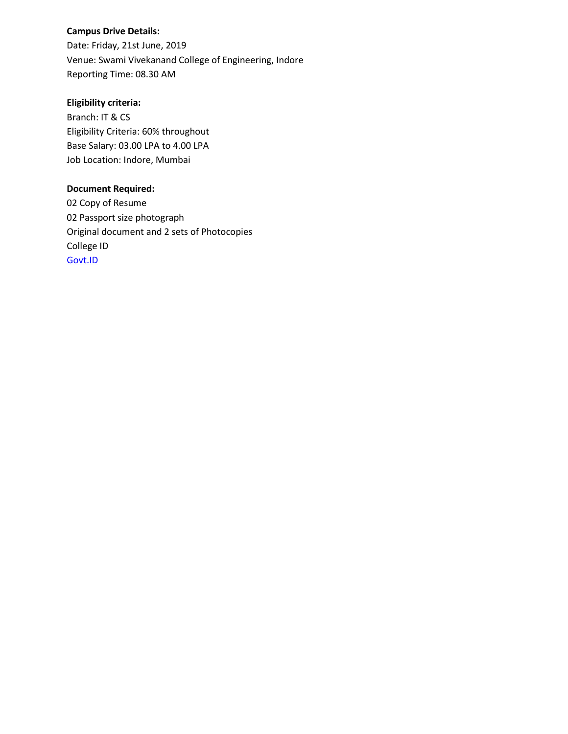**Campus Drive Details:**

Date: Friday, 21st June, 2019
Venue: Swami Vivekanand College of Engineering, Indore
Reporting Time: 08.30 AM

**Eligibility criteria:**

Branch: IT & CS
Eligibility Criteria: 60% throughout
Base Salary: 03.00 LPA to 4.00 LPA
Job Location: Indore, Mumbai

**Document Required:**

02 Copy of Resume
02 Passport size photograph
Original document and 2 sets of Photocopies
College ID
Govt.ID